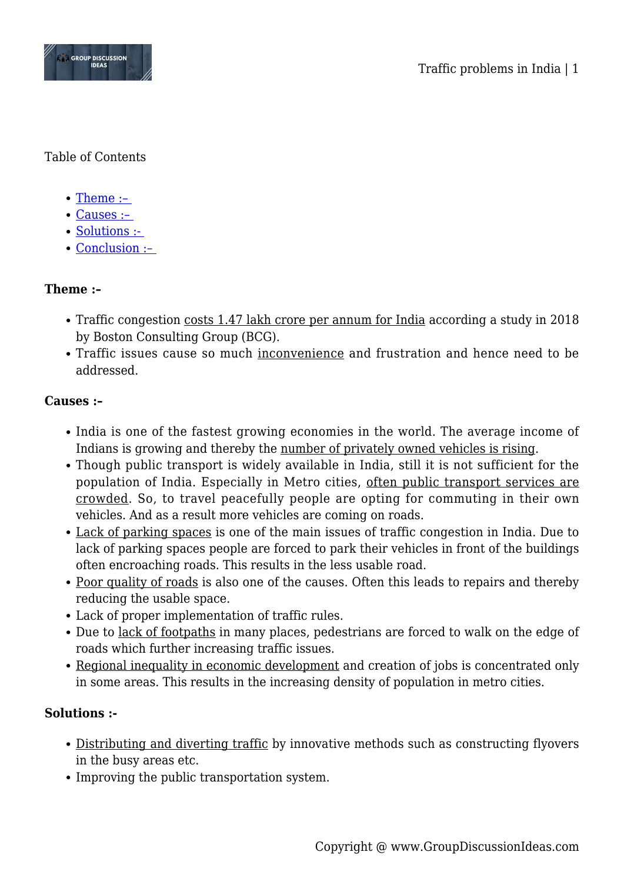Table of Contents

- Theme :–
- Causes :–
- Solutions :-
- Conclusion :–

**Theme :–**

- Traffic congestion costs 1.47 lakh crore per annum for India according a study in 2018 by Boston Consulting Group (BCG).
- Traffic issues cause so much inconvenience and frustration and hence need to be addressed.

**Causes :–**

- India is one of the fastest growing economies in the world. The average income of Indians is growing and thereby the number of privately owned vehicles is rising.
- Though public transport is widely available in India, still it is not sufficient for the population of India. Especially in Metro cities, often public transport services are crowded. So, to travel peacefully people are opting for commuting in their own vehicles. And as a result more vehicles are coming on roads.
- Lack of parking spaces is one of the main issues of traffic congestion in India. Due to lack of parking spaces people are forced to park their vehicles in front of the buildings often encroaching roads. This results in the less usable road.
- Poor quality of roads is also one of the causes. Often this leads to repairs and thereby reducing the usable space.
- Lack of proper implementation of traffic rules.
- Due to lack of footpaths in many places, pedestrians are forced to walk on the edge of roads which further increasing traffic issues.
- Regional inequality in economic development and creation of jobs is concentrated only in some areas. This results in the increasing density of population in metro cities.

**Solutions :-**

- Distributing and diverting traffic by innovative methods such as constructing flyovers in the busy areas etc.
- Improving the public transportation system.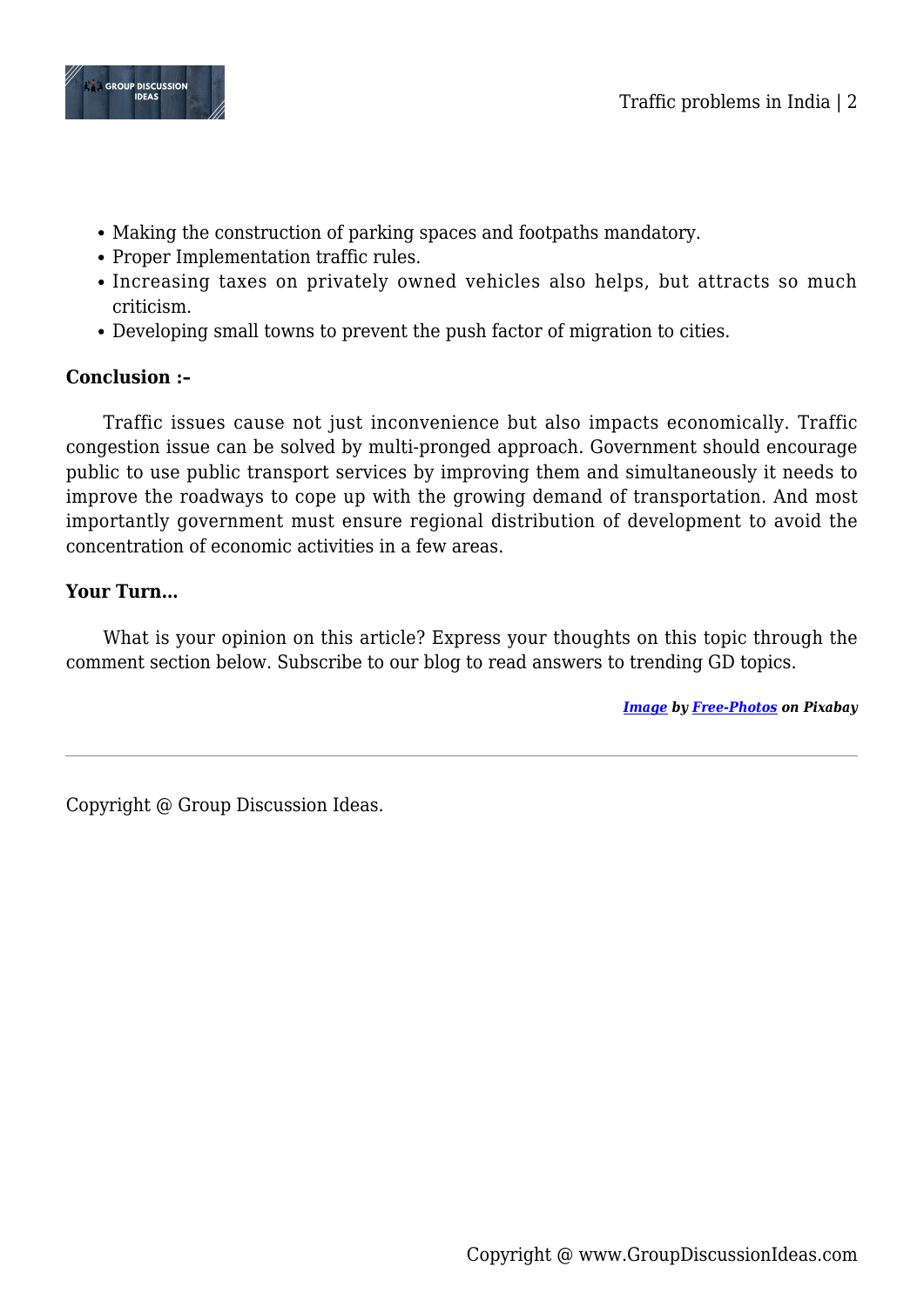- Making the construction of parking spaces and footpaths mandatory.
- Proper Implementation traffic rules.
- Increasing taxes on privately owned vehicles also helps, but attracts so much criticism.
- Developing small towns to prevent the push factor of migration to cities.

**Conclusion :–**

Traffic issues cause not just inconvenience but also impacts economically. Traffic congestion issue can be solved by multi-pronged approach. Government should encourage public to use public transport services by improving them and simultaneously it needs to improve the roadways to cope up with the growing demand of transportation. And most importantly government must ensure regional distribution of development to avoid the concentration of economic activities in a few areas.

**Your Turn…**

What is your opinion on this article? Express your thoughts on this topic through the comment section below. Subscribe to our blog to read answers to trending GD topics.

***Image* by *Free-Photos* on Pixabay**

---

Copyright @ Group Discussion Ideas.